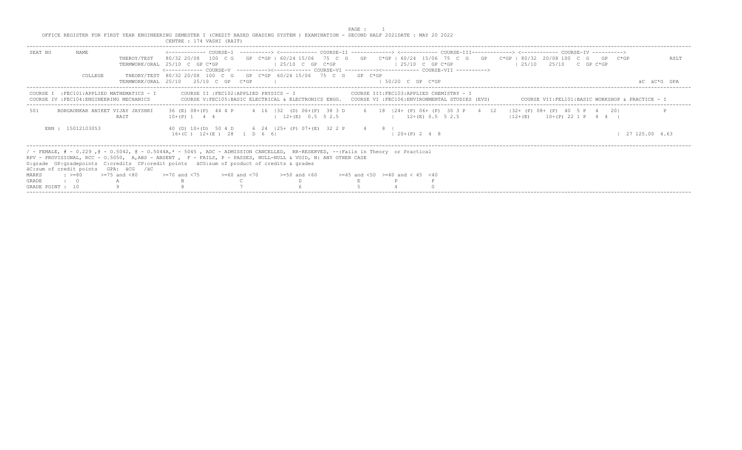OFFICE REGISTER FOR FIRST YEAR ENGINEERING SEMESTER I (CREDIT BASED GRADING SYSTEM ) EXAMINATION - SECOND HALF 2021DATE : MAY 20 2022

CENTRE : 174 VASHI (RAIT)

```
SEAT NO     NAME                     <------------ COURSE-I  ----------> <------------ COURSE-II -------------> <------------ COURSE-III-------------> <------------ COURSE-IV ---------->
                 THEROY/TEST    80/32 20/08  100  C G   GP  C*GP | 60/24 15/06  75  C  G   GP   C*GP | 60/24  15/06  75  C  G   GP   C*GP | 80/32  20/08 100  C  G   GP  C*GP          RSLT
                 TERMWORK/ORAL  25/10  C  GP C*GP              | 25/10  C  GP  C*GP                  | 25/10  C  GP C*GP                  | 25/10    25/10    C  GP C*GP
                                <------------ COURSE-V  ----------><------------ COURSE-VI ----------><------------ COURSE-VII ---------->
            COLLEGE  THEORY/TEST  80/32 20/08  100  C  G   GP  C*GP  60/24 15/06  75  C  G   GP  C*GP
                 TERMWORK/ORAL  25/10    25/10  C  GP   C*GP     |                                  | 50/20  C  GP  C*GP                                                              äC  äC*G  GPA
```

COURSE I :FEC101:APPLIED MATHEMATICS - I — COURSE II :FEC102:APPLIED PHYSICS - I — COURSE III:FEC103:APPLIED CHEMISTRY - I
COURSE IV :FEC104:ENGINEERING MECHANICS — COURSE V:FEC105:BASIC ELECTRICAL & ELECTRONICS ENGG. — COURSE VI :FEC106:ENVIRONMENTAL STUDIES (EVS) — COURSE VII:FEL101:BASIC WORKSHOP & PRACTICE - I

```
501     BORGAONKAR ANIKET VIJAY JAYSHRI   36 (E) 08+(P)  44 4 P      4  16  |32  (D) 06+(P)  38 3 D      6   18  |24+ (P) 06+ (P)  30 3 P    4  12    |32+ (P) 08+ (P)  40  5 P   4   20|             P
                     RAIT             10+(P) 1   4  4                   |  12+(E)  0.5  5 2.5               |    12+(E) 0.5  5 2.5                |12+(E)     10+(P) 22 1 P   4  4  |

     ERN : 15012103053                40 (D) 10+(D)  50 4 D      6  24  |25+ (P) 07+(E)  32 2 P      4    8  |
                                       16+(C )  12+(E )  28   1  D  6  6|                                    | 20+(P) 2  4  8                                                      | 27 125.00  4.63
```

/ - FEMALE, # - 0.229 ,@ - O.5042, @ - O.5044A,* - 5045 , ADC - ADMISSION CANCELLED, RR-RESERVED, --:Fails in Theory or Practical
RPV - PROVISIONAL, RCC - O.5050, A,ABS - ABSENT , F - FAILS, P - PASSES, NULL-NULL & VOID, N: ANY OTHER CASE
G:grade GP:gradepoints C:credits CP:credit points äCG:sum of product of credits & grades
äC:sum of credit points GPA: äCG /äC

| MARKS | : >=80 | >=75 and <80 | >=70 and <75 | >=60 and <70 | >=50 and <60 | >=45 and <50 | >=40 and < 45 | <40 |
|---|---|---|---|---|---|---|---|---|
| GRADE | : O | A | B | C | D | E | P | F |
| GRADE POINT | : 10 | 9 | 8 | 7 | 6 | 5 | 4 | 0 |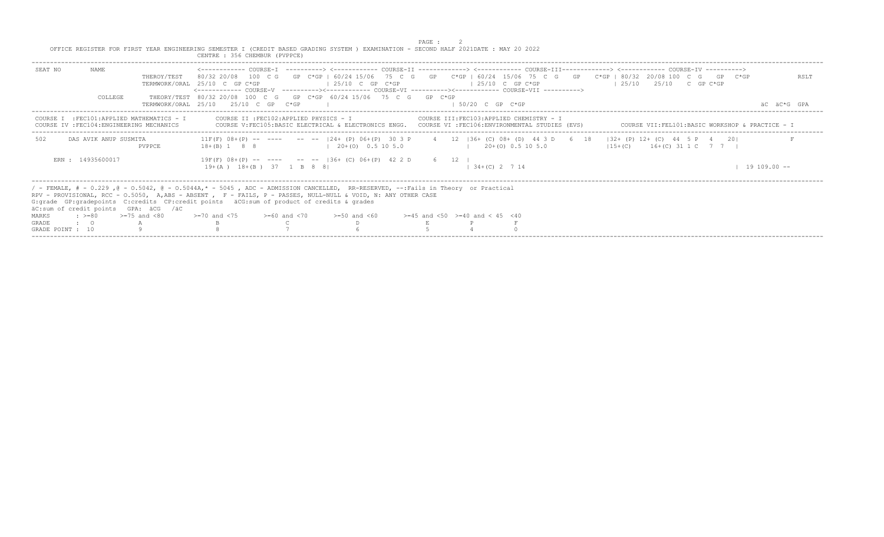OFFICE REGISTER FOR FIRST YEAR ENGINEERING SEMESTER I (CREDIT BASED GRADING SYSTEM ) EXAMINATION - SECOND HALF 2021DATE : MAY 20 2022

CENTRE : 356 CHEMBUR (PVPPCE)

```
SEAT NO      NAME                    <------------ COURSE-I  ----------> <------------ COURSE-II -------------> <------------ COURSE-III-------------> <------------ COURSE-IV ---------->
                    THEROY/TEST    80/32 20/08  100  C G    GP  C*GP | 60/24 15/06  75  C  G    GP    C*GP | 60/24  15/06  75  C  G    GP    C*GP | 80/32  20/08 100  C  G    GP   C*GP          RSLT
                    TERMWORK/ORAL  25/10  C  GP C*GP                  | 25/10  C  GP  C*GP                  | 25/10  C  GP C*GP                   | 25/10    25/10    C  GP C*GP
                                   <------------ COURSE-V  ----------><------------ COURSE-VI ----------><------------ COURSE-VII ---------->
             COLLEGE    THEORY/TEST 80/32 20/08  100  C  G    GP  C*GP  60/24 15/06   75  C  G    GP  C*GP
                    TERMWORK/ORAL  25/10    25/10  C  GP   C*GP     |                                    | 50/20  C  GP  C*GP                                                              äC  äC*G  GPA
```

```
COURSE I  :FEC101:APPLIED MATHEMATICS - I        COURSE II :FEC102:APPLIED PHYSICS - I                  COURSE III:FEC103:APPLIED CHEMISTRY - I
COURSE IV :FEC104:ENGINEERING MECHANICS          COURSE V:FEC105:BASIC ELECTRICAL & ELECTRONICS ENGG.   COURSE VI :FEC106:ENVIRONMENTAL STUDIES (EVS)        COURSE VII:FEL101:BASIC WORKSHOP & PRACTICE - I
```

```
502      DAS AVIK ANUP SUSMITA          11F(F) 08+(P) --  ----    --  --  |24+ (P) 06+(P)  30 3 P     4   12  |36+ (C) 08+ (D)  44 3 D    6  18    |32+ (P) 12+ (C)  44  5 P   4    20|              F
                          PVPPCE        18+(B) 1   8  8                   |  20+(O)  0.5 10 5.0                |   20+(O) 0.5 10 5.0                  |15+(C)     16+(C) 31 1 C   7  7   |

     ERN : 14935600017                  19F(F) 08+(P) --  ----    --  --  |36+ (C) 06+(P)  42 2 D      6   12  |
                                         19+(A )  18+(B )  37   1  B  8  8|                                     | 34+(C) 2   7 14                                                            | 19 109.00 --
```

/ - FEMALE, # - 0.229 ,@ - O.5042, @ - O.5044A,* - 5045 , ADC - ADMISSION CANCELLED, RR-RESERVED, --:Fails in Theory or Practical
RPV - PROVISIONAL, RCC - O.5050, A,ABS - ABSENT , F - FAILS, P - PASSES, NULL-NULL & VOID, N: ANY OTHER CASE
G:grade GP:gradepoints C:credits CP:credit points äCG:sum of product of credits & grades
äC:sum of credit points GPA: äCG /äC

| MARKS | : >=80 | >=75 and <80 | >=70 and <75 | >=60 and <70 | >=50 and <60 | >=45 and <50 | >=40 and < 45 | <40 |
|---|---|---|---|---|---|---|---|---|
| GRADE | : O | A | B | C | D | E | P | F |
| GRADE POINT | : 10 | 9 | 8 | 7 | 6 | 5 | 4 | 0 |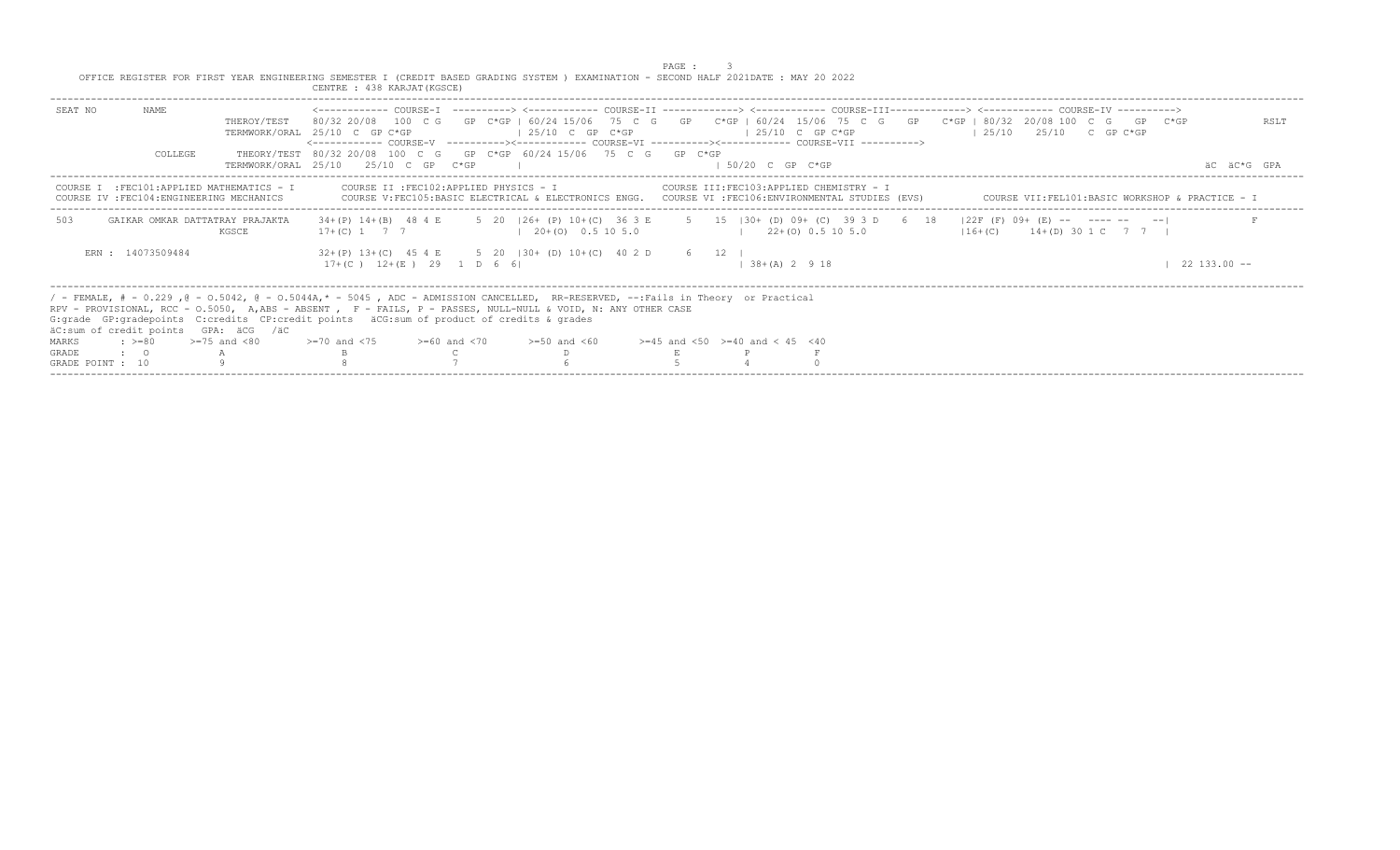OFFICE REGISTER FOR FIRST YEAR ENGINEERING SEMESTER I (CREDIT BASED GRADING SYSTEM ) EXAMINATION - SECOND HALF 2021DATE : MAY 20 2022

CENTRE : 438 KARJAT(KGSCE)

```
SEAT NO       NAME                          <------------ COURSE-I  ----------> <------------ COURSE-II -------------> <------------ COURSE-III------------> <------------ COURSE-IV ---------->
                            THEROY/TEST     80/32 20/08  100  C G    GP  C*GP | 60/24 15/06  75  C  G    GP    C*GP | 60/24  15/06  75  C  G    GP    C*GP | 80/32  20/08 100  C  G    GP   C*GP            RSLT
                            TERMWORK/ORAL  25/10  C  GP C*GP                  | 25/10  C  GP  C*GP                 | 25/10  C  GP C*GP                   | 25/10    25/10    C  GP C*GP
                                           <------------ COURSE-V  ----------><------------ COURSE-VI ----------><------------ COURSE-VII ---------->
              COLLEGE       THEORY/TEST  80/32 20/08  100  C  G    GP  C*GP  60/24 15/06   75  C  G    GP  C*GP
                            TERMWORK/ORAL  25/10    25/10  C  GP   C*GP    |                                  | 50/20  C  GP  C*GP                                                                       äC  äC*G  GPA
```

```
COURSE I  :FEC101:APPLIED MATHEMATICS - I        COURSE II :FEC102:APPLIED PHYSICS - I                   COURSE III:FEC103:APPLIED CHEMISTRY - I
COURSE IV :FEC104:ENGINEERING MECHANICS          COURSE V:FEC105:BASIC ELECTRICAL & ELECTRONICS ENGG.   COURSE VI :FEC106:ENVIRONMENTAL STUDIES (EVS)         COURSE VII:FEL101:BASIC WORKSHOP & PRACTICE - I
```

```
503      GAIKAR OMKAR DATTATRAY PRAJAKTA    34+(P) 14+(B)  48 4 E      5  20  |26+ (P) 10+(C)  36 3 E      5   15  |30+ (D) 09+ (C)  39 3 D    6  18    |22F (F) 09+ (E) --   ---- --    --|              F
                            KGSCE           17+(C) 1   7  7                  |  20+(O)  0.5 10 5.0                  |    22+(O) 0.5 10 5.0                   |16+(C)      14+(D) 30 1 C   7  7  |

      ERN : 14073509484                     32+(P) 13+(C)  45 4 E      5  20  |30+ (D) 10+(C)  40 2 D      6   12  |
                                             17+(C )  12+(E )  29   1  D  6  6|                                     | 38+(A) 2  9 18                                                                   |  22 133.00 --
```

/ - FEMALE, # - 0.229 ,@ - O.5042, @ - O.5044A,* - 5045 , ADC - ADMISSION CANCELLED, RR-RESERVED, --:Fails in Theory or Practical
RPV - PROVISIONAL, RCC - O.5050, A,ABS - ABSENT , F - FAILS, P - PASSES, NULL-NULL & VOID, N: ANY OTHER CASE
G:grade GP:gradepoints C:credits CP:credit points äCG:sum of product of credits & grades
äC:sum of credit points GPA: äCG /äC

| MARKS | : >=80 | >=75 and <80 | >=70 and <75 | >=60 and <70 | >=50 and <60 | >=45 and <50 | >=40 and < 45 | <40 |
|---|---|---|---|---|---|---|---|---|
| GRADE | : O | A | B | C | D | E | P | F |
| GRADE POINT | : 10 | 9 | 8 | 7 | 6 | 5 | 4 | 0 |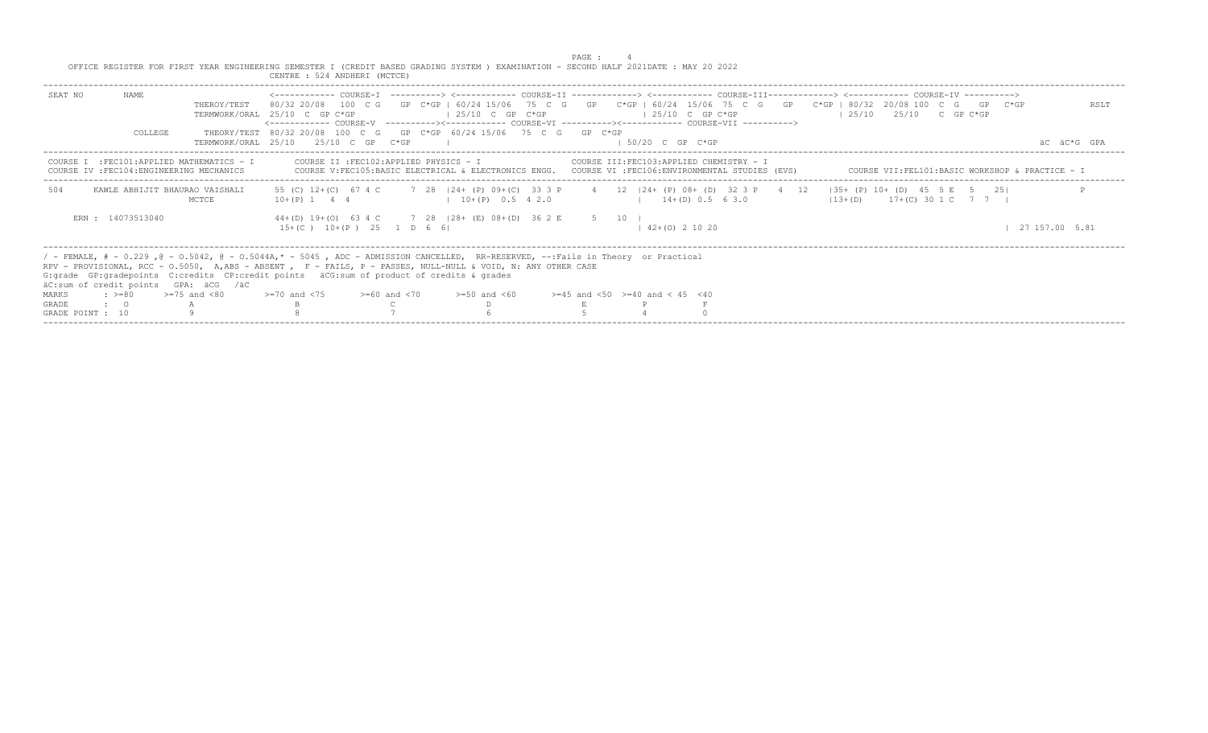OFFICE REGISTER FOR FIRST YEAR ENGINEERING SEMESTER I (CREDIT BASED GRADING SYSTEM ) EXAMINATION - SECOND HALF 2021DATE : MAY 20 2022

CENTRE : 524 ANDHERI (MCTCE)

```
SEAT NO      NAME                    <------------ COURSE-I  ----------> <------------ COURSE-II -------------> <------------ COURSE-III-------------> <------------ COURSE-IV ---------->
                        THEROY/TEST    80/32 20/08  100  C G    GP  C*GP | 60/24 15/06  75  C  G    GP    C*GP | 60/24  15/06  75  C  G    GP    C*GP | 80/32  20/08 100  C  G    GP   C*GP            RSLT
                        TERMWORK/ORAL  25/10  C  GP C*GP                 | 25/10  C  GP  C*GP                  | 25/10  C  GP C*GP                   | 25/10    25/10    C  GP C*GP
                                       <------------ COURSE-V  ----------><------------ COURSE-VI ----------><------------ COURSE-VII ---------->
             COLLEGE    THEORY/TEST    80/32 20/08  100  C  G    GP  C*GP  60/24 15/06   75  C  G    GP  C*GP
                        TERMWORK/ORAL  25/10    25/10  C  GP   C*GP    |                                   | 50/20  C  GP  C*GP                                                              äC  äC*G  GPA

COURSE I  :FEC101:APPLIED MATHEMATICS - I         COURSE II :FEC102:APPLIED PHYSICS - I                  COURSE III:FEC103:APPLIED CHEMISTRY - I
COURSE IV :FEC104:ENGINEERING MECHANICS           COURSE V:FEC105:BASIC ELECTRICAL & ELECTRONICS ENGG.   COURSE VI :FEC106:ENVIRONMENTAL STUDIES (EVS)         COURSE VII:FEL101:BASIC WORKSHOP & PRACTICE - I

504      KAWLE ABHIJIT BHAURAO VAISHALI     55 (C) 12+(C)  67 4 C      7  28  |24+ (P) 09+(C)  33 3 P      4   12  |24+ (P) 08+ (D)  32 3 P    4  12    |35+ (P) 10+ (D)  45  5 E   5   25|              F
                              MCTCE        10+(P) 1   4  4                    |  10+(P)  0.5  4 2.0                 |    14+(D) 0.5  6 3.0                |13+(D)     17+(C) 30 1 C   7  7   |

     ERN : 14073513040                      44+(D) 19+(O)  63 4 C      7  28  |28+ (E) 08+(D)  36 2 E      5   10  |
                                             15+(C )  10+(P )  25   1  D  6  6|                                        | 42+(O) 2 10 20                                                       | 27 157.00  5.81
```

/ - FEMALE, # - 0.229 ,@ - O.5042, @ - O.5044A,* - 5045 , ADC - ADMISSION CANCELLED, RR-RESERVED, --:Fails in Theory or Practical

RPV - PROVISIONAL, RCC - O.5050, A,ABS - ABSENT , F - FAILS, P - PASSES, NULL-NULL & VOID, N: ANY OTHER CASE

G:grade GP:gradepoints C:credits CP:credit points äCG:sum of product of credits & grades

äC:sum of credit points GPA: äCG /äC

| MARKS | : >=80 | >=75 and <80 | >=70 and <75 | >=60 and <70 | >=50 and <60 | >=45 and <50 | >=40 and < 45 | <40 |
|---|---|---|---|---|---|---|---|---|
| GRADE | : O | A | B | C | D | E | P | F |
| GRADE POINT : | 10 | 9 | 8 | 7 | 6 | 5 | 4 | 0 |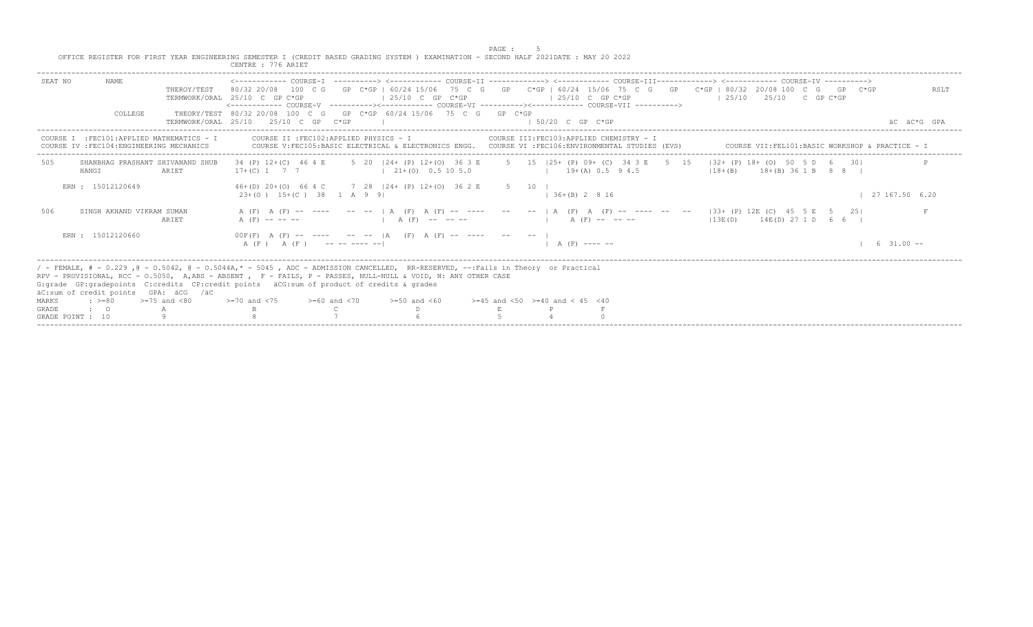OFFICE REGISTER FOR FIRST YEAR ENGINEERING SEMESTER I (CREDIT BASED GRADING SYSTEM ) EXAMINATION - SECOND HALF 2021DATE : MAY 20 2022

CENTRE : 776 ARIET

```
SEAT NO      NAME                  <------------ COURSE-I  ----------> <------------ COURSE-II -------------> <------------ COURSE-III------------> <------------ COURSE-IV ---------->
                       THEROY/TEST    80/32 20/08  100  C G   GP  C*GP | 60/24 15/06  75  C  G   GP   C*GP | 60/24  15/06  75  C  G   GP   C*GP | 80/32  20/08 100  C  G   GP  C*GP          RSLT
                       TERMWORK/ORAL  25/10  C  GP C*GP                | 25/10  C  GP  C*GP               | 25/10  C  GP C*GP                 | 25/10   25/10   C  GP C*GP
                                      <------------ COURSE-V  ----------><------------ COURSE-VI ----------><------------ COURSE-VII ---------->
             COLLEGE      THEORY/TEST 80/32 20/08  100  C  G   GP  C*GP  60/24 15/06  75  C  G   GP  C*GP
                       TERMWORK/ORAL  25/10    25/10  C  GP   C*GP   |                                     | 50/20  C  GP  C*GP                                                        äC  äC*G  GPA

COURSE I  :FEC101:APPLIED MATHEMATICS - I        COURSE II :FEC102:APPLIED PHYSICS - I                 COURSE III:FEC103:APPLIED CHEMISTRY - I
COURSE IV :FEC104:ENGINEERING MECHANICS          COURSE V:FEC105:BASIC ELECTRICAL & ELECTRONICS ENGG.  COURSE VI :FEC106:ENVIRONMENTAL STUDIES (EVS)        COURSE VII:FEL101:BASIC WORKSHOP & PRACTICE - I

505      SHANBHAG PRASHANT SHIVANAND SHUB   34 (P) 12+(C)  46 4 E      5  20  |24+ (P) 12+(O)  36 3 E      5   15  |25+ (P) 09+ (C)  34 3 E    5  15    |32+ (P) 18+ (O)  50  5 D   6   30|             F
         HANGI                ARIET         17+(C) 1   7  7                   |  21+(O)  0.5 10 5.0                |   19+(A) 0.5  9 4.5                |18+(B)    18+(B) 36 1 B   8  8  |

    ERN : 15012120649                        46+(D) 20+(O)  66 4 C      7  28  |24+ (P) 12+(O)  36 2 E      5   10  |
                                             23+(O )  15+(C )  38   1  A  9  9|                                      | 36+(B) 2  8 16                                                  | 27 167.50  6.20

506      SINGH AKHAND VIKRAM SUMAN           A (F)  A (F) --  ----    --  --  | A  (F)  A (F) --  ----   --    --  | A  (F)  A  (F) --  ----  --  --     |33+ (P) 12E (C)  45  5 E   5   25|             F
                              ARIET          A (F) -- -- --                   |  A (F)  --  -- --                  |    A (F) --  -- --                 |13E(D)     14E(D) 27 1 D   6  6  |

    ERN : 15012120660                        00F(F)  A (F) --  ----    --  --  |A    (F)  A (F) --  ----    --    --  |
                                              A (F )   A (F )    -- -- ---- --|                                      | A (F) ---- --                                                    |  6  31.00 --
```

/ - FEMALE, # - 0.229 ,@ - O.5042, @ - O.5044A,* - 5045 , ADC - ADMISSION CANCELLED, RR-RESERVED, --:Fails in Theory or Practical
RPV - PROVISIONAL, RCC - O.5050, A,ABS - ABSENT , F - FAILS, P - PASSES, NULL-NULL & VOID, N: ANY OTHER CASE
G:grade GP:gradepoints C:credits CP:credit points äCG:sum of product of credits & grades
äC:sum of credit points GPA: äCG /äC

| MARKS | : >=80 | >=75 and <80 | >=70 and <75 | >=60 and <70 | >=50 and <60 | >=45 and <50 | >=40 and < 45 | <40 |
|---|---|---|---|---|---|---|---|---|
| GRADE | : O | A | B | C | D | E | P | F |
| GRADE POINT | : 10 | 9 | 8 | 7 | 6 | 5 | 4 | 0 |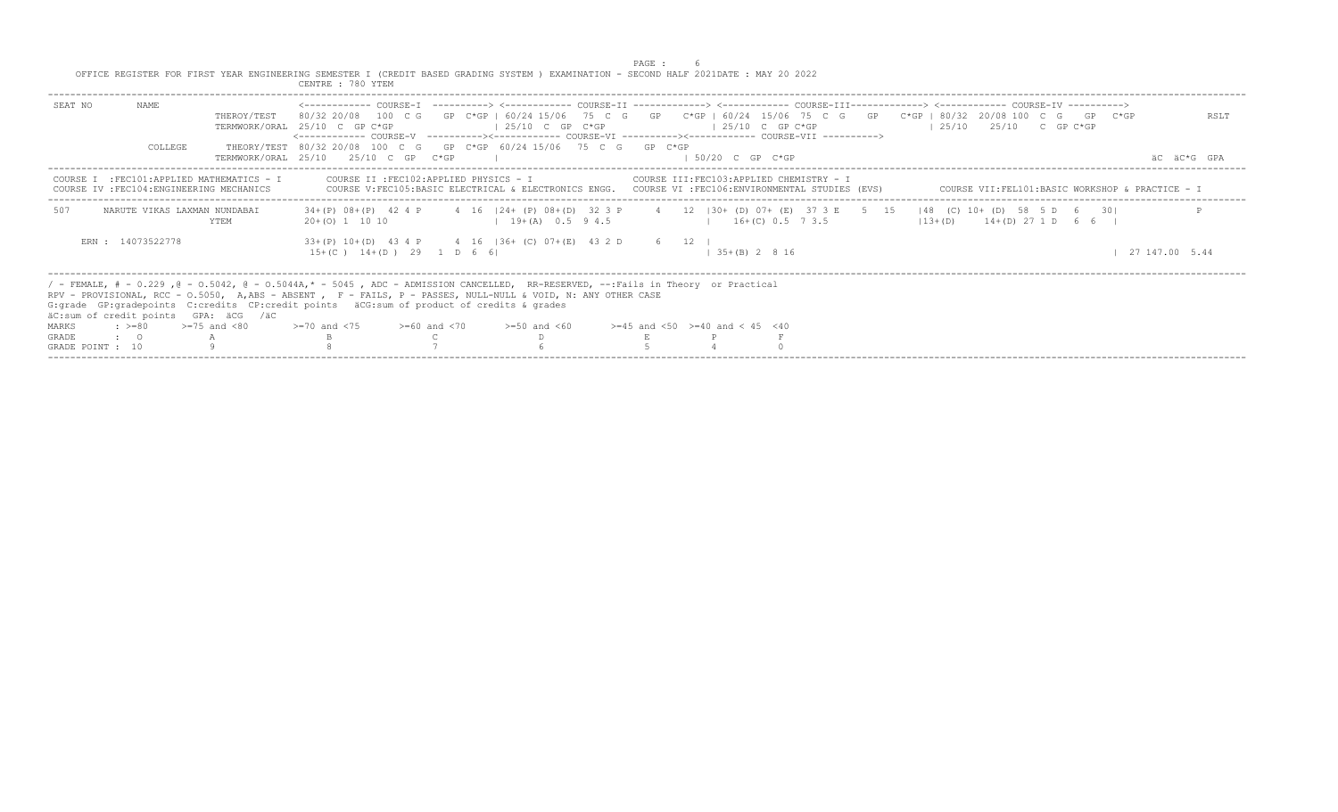OFFICE REGISTER FOR FIRST YEAR ENGINEERING SEMESTER I (CREDIT BASED GRADING SYSTEM ) EXAMINATION - SECOND HALF 2021DATE : MAY 20 2022

CENTRE : 780 YTEM

```
SEAT NO      NAME                    <------------ COURSE-I  ----------> <------------ COURSE-II -------------> <------------ COURSE-III-------------> <------------ COURSE-IV ---------->
                       THEROY/TEST    80/32 20/08  100  C G   GP  C*GP | 60/24 15/06  75  C  G   GP   C*GP | 60/24  15/06  75  C  G   GP   C*GP | 80/32  20/08 100  C  G   GP  C*GP           RSLT
                       TERMWORK/ORAL  25/10  C  GP C*GP                 | 25/10  C  GP  C*GP                | 25/10  C  GP C*GP                   | 25/10    25/10   C  GP C*GP
                                     <------------ COURSE-V  ----------><------------ COURSE-VI ----------><------------ COURSE-VII ---------->
             COLLEGE   THEORY/TEST   80/32 20/08  100  C  G   GP  C*GP  60/24 15/06   75  C  G   GP  C*GP
                       TERMWORK/ORAL 25/10    25/10  C  GP  C*GP     |                                  | 50/20  C  GP  C*GP                                                         äC  äC*G  GPA
```

```
COURSE I  :FEC101:APPLIED MATHEMATICS - I        COURSE II :FEC102:APPLIED PHYSICS - I                   COURSE III:FEC103:APPLIED CHEMISTRY - I
COURSE IV :FEC104:ENGINEERING MECHANICS          COURSE V:FEC105:BASIC ELECTRICAL & ELECTRONICS ENGG.   COURSE VI :FEC106:ENVIRONMENTAL STUDIES (EVS)        COURSE VII:FEL101:BASIC WORKSHOP & PRACTICE - I
```

```
507     NARUTE VIKAS LAXMAN NUNDABAI     34+(P) 08+(P)  42 4 P      4  16  |24+ (P) 08+(D)  32 3 P      4   12  |30+ (D) 07+ (E)  37 3 E    5  15    |48  (C) 10+ (D)  58  5 D   6   30|            F
                        YTEM             20+(O) 1  10 10                   |  19+(A)  0.5  9 4.5                 |     16+(C) 0.5  7 3.5               |13+(D)     14+(D) 27 1 D   6  6  |

     ERN : 14073522778                   33+(P) 10+(D)  43 4 P      4  16  |36+ (C) 07+(E)  43 2 D      6   12  |
                                          15+(C )  14+(D )  29   1  D  6  6|                                     | 35+(B) 2  8 16                                                      | 27 147.00  5.44
```

/ - FEMALE, # - 0.229 ,@ - O.5042, @ - O.5044A,* - 5045 , ADC - ADMISSION CANCELLED, RR-RESERVED, --:Fails in Theory or Practical
RPV - PROVISIONAL, RCC - O.5050, A,ABS - ABSENT , F - FAILS, P - PASSES, NULL-NULL & VOID, N: ANY OTHER CASE
G:grade GP:gradepoints C:credits CP:credit points äCG:sum of product of credits & grades
äC:sum of credit points GPA: äCG /äC

| MARKS | : >=80 | >=75 and <80 | >=70 and <75 | >=60 and <70 | >=50 and <60 | >=45 and <50 | >=40 and < 45 | <40 |
|---|---|---|---|---|---|---|---|---|
| GRADE | : O | A | B | C | D | E | P | F |
| GRADE POINT : | 10 | 9 | 8 | 7 | 6 | 5 | 4 | 0 |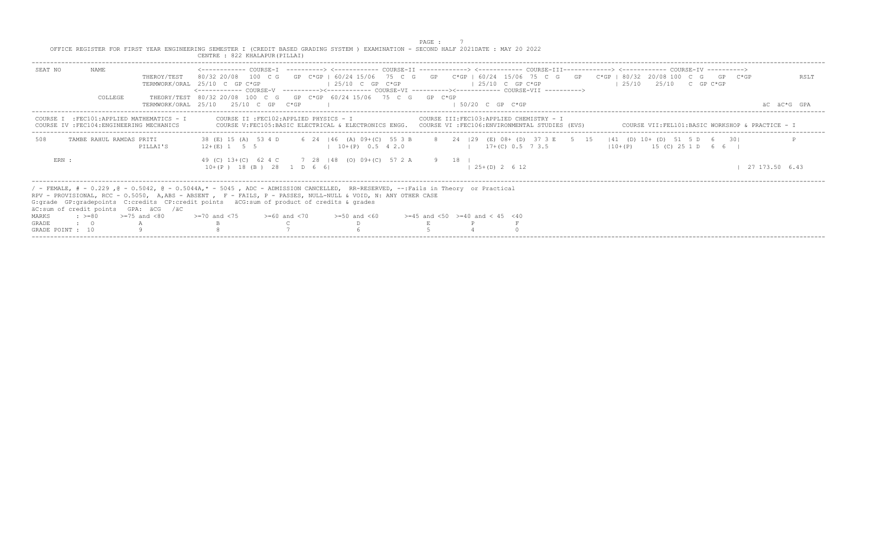OFFICE REGISTER FOR FIRST YEAR ENGINEERING SEMESTER I (CREDIT BASED GRADING SYSTEM ) EXAMINATION - SECOND HALF 2021DATE : MAY 20 2022

CENTRE : 822 KHALAPUR(PILLAI)

```
SEAT NO      NAME                       <------------ COURSE-I  ----------> <------------ COURSE-II -------------> <------------ COURSE-III-------------> <------------ COURSE-IV ---------->
                          THEROY/TEST    80/32 20/08  100  C G   GP  C*GP | 60/24 15/06  75  C  G    GP   C*GP | 60/24  15/06  75  C  G   GP   C*GP | 80/32  20/08 100  C  G   GP  C*GP           RSLT
                          TERMWORK/ORAL  25/10  C  GP C*GP                 | 25/10  C  GP  C*GP                 | 25/10  C  GP C*GP                  | 25/10    25/10   C  GP C*GP
                                        <------------ COURSE-V  ----------><------------ COURSE-VI ----------><------------ COURSE-VII ---------->
               COLLEGE      THEORY/TEST  80/32 20/08  100  C  G   GP  C*GP  60/24 15/06  75  C  G   GP  C*GP
                          TERMWORK/ORAL  25/10    25/10  C  GP   C*GP      |                                   | 50/20  C  GP  C*GP                                                          äC  äC*G  GPA
```

```
COURSE I  :FEC101:APPLIED MATHEMATICS - I        COURSE II :FEC102:APPLIED PHYSICS - I                  COURSE III:FEC103:APPLIED CHEMISTRY - I
COURSE IV :FEC104:ENGINEERING MECHANICS          COURSE V:FEC105:BASIC ELECTRICAL & ELECTRONICS ENGG.   COURSE VI :FEC106:ENVIRONMENTAL STUDIES (EVS)         COURSE VII:FEL101:BASIC WORKSHOP & PRACTICE - I
```

```
508      TAMBE RAHUL RAMDAS PRITI       38 (E) 15 (A)  53 4 D      6  24  |46  (A) 09+(C)  55 3 B      8   24  |29  (E) 08+ (D)  37 3 E    5  15    |41  (D) 10+ (D)  51  5 D   6   30|            F
                         PILLAI'S       12+(E) 1   5  5                    |  10+(P)  0.5  4 2.0                 |    17+(C) 0.5  7 3.5               |10+(P)     15 (C) 25 1 D   6  6  |

      ERN :                             49 (C) 13+(C)  62 4 C      7  28  |48  (O) 09+(C)  57 2 A      9   18  |
                                         10+(P )  18 (B )  28   1  D  6  6|                                      | 25+(D) 2   6 12                                                      | 27 173.50  6.43
```

/ - FEMALE, # - 0.229 ,@ - O.5042, @ - O.5044A,* - 5045 , ADC - ADMISSION CANCELLED, RR-RESERVED, --:Fails in Theory or Practical
RPV - PROVISIONAL, RCC - O.5050, A,ABS - ABSENT , F - FAILS, P - PASSES, NULL-NULL & VOID, N: ANY OTHER CASE
G:grade GP:gradepoints C:credits CP:credit points äCG:sum of product of credits & grades
äC:sum of credit points GPA: äCG /äC

| MARKS | : >=80 | >=75 and <80 | >=70 and <75 | >=60 and <70 | >=50 and <60 | >=45 and <50 | >=40 and < 45 | <40 |
|---|---|---|---|---|---|---|---|---|
| GRADE | : O | A | B | C | D | E | P | F |
| GRADE POINT | : 10 | 9 | 8 | 7 | 6 | 5 | 4 | 0 |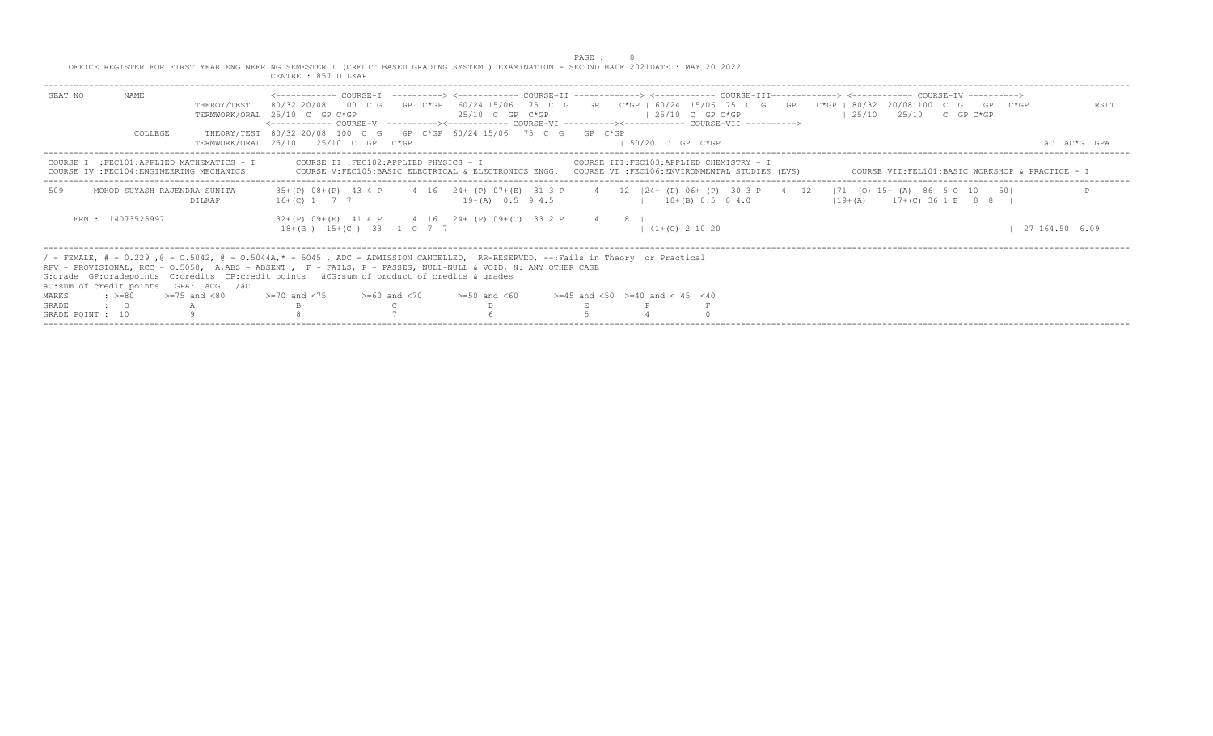OFFICE REGISTER FOR FIRST YEAR ENGINEERING SEMESTER I (CREDIT BASED GRADING SYSTEM ) EXAMINATION - SECOND HALF 2021DATE : MAY 20 2022

CENTRE : 857 DILKAP

```
SEAT NO      NAME                  <------------ COURSE-I  ----------> <------------ COURSE-II -------------> <------------ COURSE-III------------> <------------ COURSE-IV ---------->
                     THEROY/TEST    80/32 20/08  100  C G   GP  C*GP | 60/24 15/06  75  C  G   GP   C*GP | 60/24  15/06  75  C  G   GP   C*GP | 80/32  20/08 100  C  G   GP  C*GP          RSLT
                     TERMWORK/ORAL  25/10  C  GP C*GP               | 25/10  C  GP  C*GP               | 25/10  C  GP C*GP                  | 25/10    25/10   C  GP C*GP
                                   <------------ COURSE-V  ----------><------------ COURSE-VI ----------><------------ COURSE-VII ---------->
             COLLEGE  THEORY/TEST   80/32 20/08  100  C  G   GP  C*GP  60/24 15/06   75  C  G   GP  C*GP
                     TERMWORK/ORAL  25/10    25/10  C  GP   C*GP     |                                  | 50/20  C  GP  C*GP                                                     äC  äC*G  GPA

COURSE I  :FEC101:APPLIED MATHEMATICS - I        COURSE II :FEC102:APPLIED PHYSICS - I                COURSE III:FEC103:APPLIED CHEMISTRY - I
COURSE IV :FEC104:ENGINEERING MECHANICS          COURSE V:FEC105:BASIC ELECTRICAL & ELECTRONICS ENGG.   COURSE VI :FEC106:ENVIRONMENTAL STUDIES (EVS)        COURSE VII:FEL101:BASIC WORKSHOP & PRACTICE - I

 509     MOHOD SUYASH RAJENDRA SUNITA      35+(P) 08+(P)  43 4 P      4  16  |24+ (P) 07+(E)  31 3 P     4   12  |24+ (P) 06+ (P)  30 3 P    4  12    |71  (O) 15+ (A)  86  5 O  10    50|              P
                            DILKAP         16+(C) 1   7  7                   | 19+(A)  0.5  9 4.5                |    18+(B) 0.5  8 4.0                  |19+(A)     17+(C) 36 1 B   8  8   |

     ERN : 14073525997                     32+(P) 09+(E)  41 4 P      4  16  |24+ (P) 09+(C)  33 2 P     4    8  |
                                            18+(B )  15+(C )  33   1  C  7  7|                                     | 41+(O) 2 10 20                                                              | 27 164.50  6.09
```

/ - FEMALE, # - 0.229 ,@ - O.5042, @ - O.5044A,* - 5045 , ADC - ADMISSION CANCELLED, RR-RESERVED, --:Fails in Theory or Practical
RPV - PROVISIONAL, RCC - O.5050, A,ABS - ABSENT , F - FAILS, P - PASSES, NULL-NULL & VOID, N: ANY OTHER CASE
G:grade GP:gradepoints C:credits CP:credit points äCG:sum of product of credits & grades
äC:sum of credit points GPA: äCG /äC

| MARKS | : >=80 | >=75 and <80 | >=70 and <75 | >=60 and <70 | >=50 and <60 | >=45 and <50 | >=40 and < 45 | <40 |
|---|---|---|---|---|---|---|---|---|
| GRADE | : O | A | B | C | D | E | P | F |
| GRADE POINT : | 10 | 9 | 8 | 7 | 6 | 5 | 4 | 0 |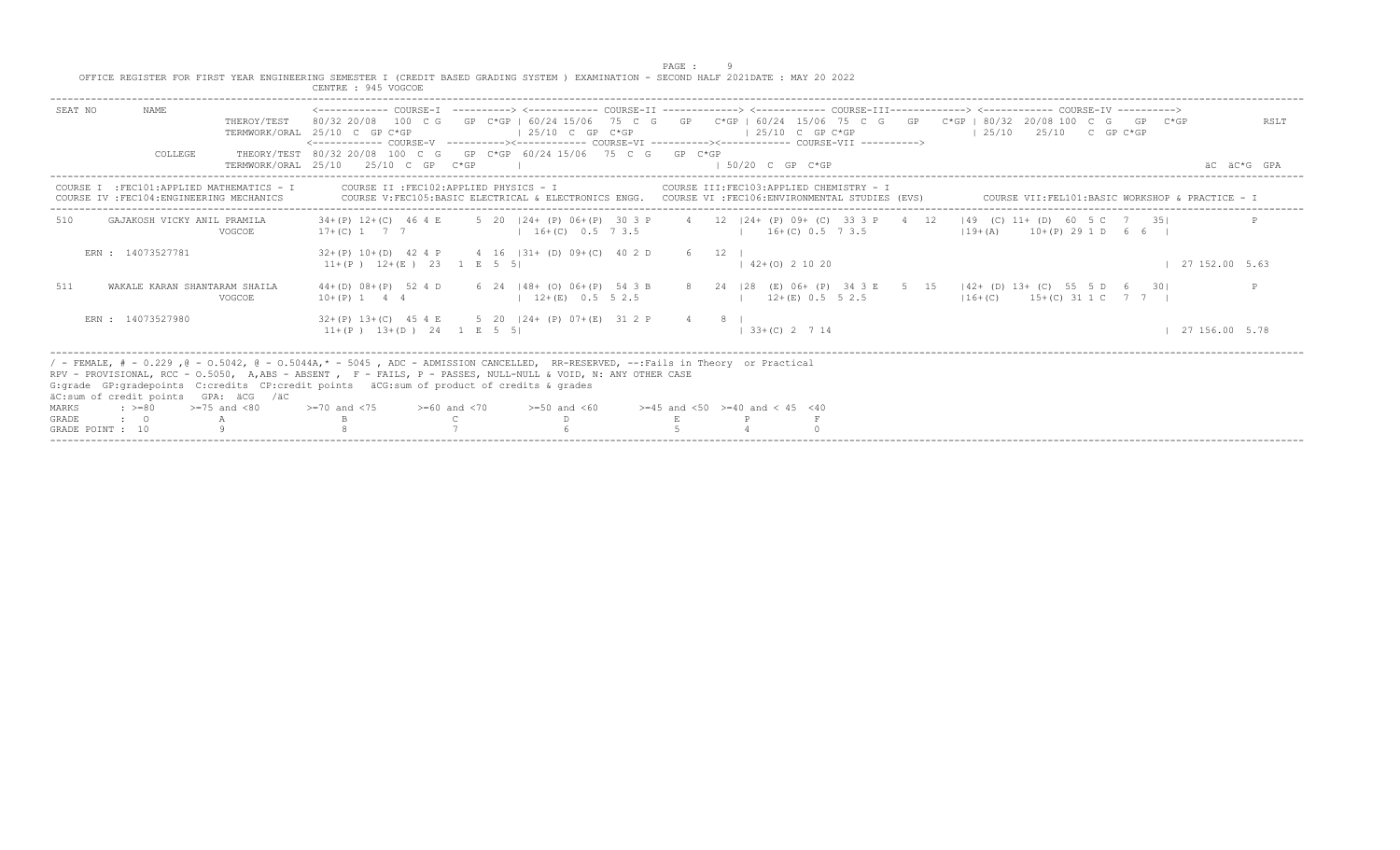OFFICE REGISTER FOR FIRST YEAR ENGINEERING SEMESTER I (CREDIT BASED GRADING SYSTEM ) EXAMINATION - SECOND HALF 2021DATE : MAY 20 2022

CENTRE : 945 VOGCOE

```
SEAT NO     NAME              <------------ COURSE-I  ----------> <------------ COURSE-II -------------> <------------ COURSE-III-------------> <------------ COURSE-IV ---------->
                 THEROY/TEST    80/32 20/08  100  C G    GP  C*GP | 60/24 15/06  75  C  G    GP    C*GP | 60/24  15/06  75  C  G    GP    C*GP | 80/32  20/08 100  C  G    GP   C*GP          RSLT
                 TERMWORK/ORAL  25/10  C  GP C*GP                 | 25/10  C  GP  C*GP                  | 25/10  C  GP C*GP                   | 25/10    25/10    C  GP C*GP
                                <------------ COURSE-V  ----------><------------ COURSE-VI ----------><------------ COURSE-VII ---------->
        COLLEGE  THEORY/TEST    80/32 20/08  100  C  G    GP  C*GP  60/24 15/06  75  C  G    GP  C*GP
                 TERMWORK/ORAL  25/10    25/10  C  GP   C*GP      |                                 | 50/20  C  GP  C*GP                                                              äC  äC*G  GPA
```

COURSE I :FEC101:APPLIED MATHEMATICS - I | COURSE II :FEC102:APPLIED PHYSICS - I | COURSE III:FEC103:APPLIED CHEMISTRY - I
COURSE IV :FEC104:ENGINEERING MECHANICS | COURSE V:FEC105:BASIC ELECTRICAL & ELECTRONICS ENGG. | COURSE VI :FEC106:ENVIRONMENTAL STUDIES (EVS) | COURSE VII:FEL101:BASIC WORKSHOP & PRACTICE - I

```
510    GAJAKOSH VICKY ANIL PRAMILA     34+(P) 12+(C)  46 4 E     5  20  |24+ (P) 06+(P)  30 3 P     4   12  |24+ (P) 09+ (C)  33 3 P    4  12   |49  (C) 11+ (D)  60  5 C   7   35|             P
                         VOGCOE        17+(C) 1   7  7                  |  16+(C)  0.5  7 3.5                |   16+(C) 0.5  7 3.5              |19+(A)     10+(P) 29 1 D   6  6  |

     ERN : 14073527781                 32+(P) 10+(D)  42 4 P     4  16  |31+ (D) 09+(C)  40 2 D     6   12  |
                                        11+(P )  12+(E )  23   1  E  5  5|                                   | 42+(O) 2 10 20                                                     | 27 152.00  5.63

511    WAKALE KARAN SHANTARAM SHAILA   44+(D) 08+(P)  52 4 D     6  24  |48+ (O) 06+(P)  54 3 B     8   24  |28  (E) 06+ (P)  34 3 E    5  15   |42+ (D) 13+ (C)  55  5 D   6   30|             P
                         VOGCOE        10+(P) 1   4  4                  |  12+(E)  0.5  5 2.5                |   12+(E) 0.5  5 2.5              |16+(C)     15+(C) 31 1 C   7  7  |

     ERN : 14073527980                 32+(P) 13+(C)  45 4 E     5  20  |24+ (P) 07+(E)  31 2 P     4    8  |
                                        11+(P )  13+(D )  24   1  E  5  5|                                   | 33+(C) 2  7 14                                                     | 27 156.00  5.78
```

/ - FEMALE, # - 0.229 ,@ - O.5042, @ - O.5044A,* - 5045 , ADC - ADMISSION CANCELLED, RR-RESERVED, --:Fails in Theory or Practical
RPV - PROVISIONAL, RCC - O.5050, A,ABS - ABSENT , F - FAILS, P - PASSES, NULL-NULL & VOID, N: ANY OTHER CASE
G:grade GP:gradepoints C:credits CP:credit points äCG:sum of product of credits & grades
äC:sum of credit points GPA: äCG /äC

| MARKS | : >=80 | >=75 and <80 | >=70 and <75 | >=60 and <70 | >=50 and <60 | >=45 and <50 | >=40 and < 45 | <40 |
|---|---|---|---|---|---|---|---|---|
| GRADE | : O | A | B | C | D | E | P | F |
| GRADE POINT | : 10 | 9 | 8 | 7 | 6 | 5 | 4 | 0 |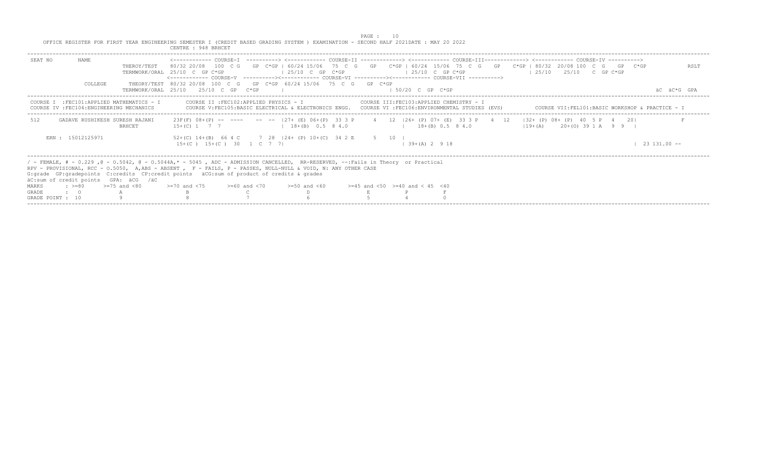OFFICE REGISTER FOR FIRST YEAR ENGINEERING SEMESTER I (CREDIT BASED GRADING SYSTEM ) EXAMINATION - SECOND HALF 2021DATE : MAY 20 2022

CENTRE : 948 BRHCET

```
SEAT NO       NAME              <------------ COURSE-I  ----------> <------------ COURSE-II -------------> <------------ COURSE-III-------------> <------------ COURSE-IV ---------->
                 THEROY/TEST    80/32 20/08  100  C G   GP  C*GP | 60/24 15/06  75  C  G   GP   C*GP | 60/24  15/06  75  C  G   GP   C*GP | 80/32  20/08 100  C  G   GP  C*GP          RSLT
                 TERMWORK/ORAL  25/10  C  GP C*GP                | 25/10  C  GP  C*GP                | 25/10  C  GP C*GP                 | 25/10   25/10   C  GP C*GP
                                <------------ COURSE-V  ----------><------------ COURSE-VI ----------><------------ COURSE-VII ---------->
         COLLEGE    THEORY/TEST 80/32 20/08  100  C  G   GP  C*GP  60/24 15/06   75  C  G   GP  C*GP
                 TERMWORK/ORAL  25/10    25/10  C  GP   C*GP     |                                   | 50/20  C  GP  C*GP                                                          äC  äC*G  GPA

COURSE I  :FEC101:APPLIED MATHEMATICS - I       COURSE II :FEC102:APPLIED PHYSICS - I                  COURSE III:FEC103:APPLIED CHEMISTRY - I
COURSE IV :FEC104:ENGINEERING MECHANICS         COURSE V:FEC105:BASIC ELECTRICAL & ELECTRONICS ENGG.   COURSE VI :FEC106:ENVIRONMENTAL STUDIES (EVS)       COURSE VII:FEL101:BASIC WORKSHOP & PRACTICE - I

512      GADAVE RUSHIKESH SURESH RAJANI    23F(F) 08+(P) --  ----   --  --  |27+ (E) 06+(P)  33 3 P     4   12  |26+ (P) 07+ (E)  33 3 P    4  12    |32+ (P) 08+ (P)  40  5 P   4   20|              F
                          BRHCET           15+(C) 1   7  7                  |  18+(B)  0.5  8 4.0                |   18+(B) 0.5  8 4.0                |19+(A)    20+(O) 39 1 A   9  9  |

     ERN : 15012125971                     52+(C) 14+(B)  66 4 C      7  28  |24+ (P) 10+(C)  34 2 E      5   10  |
                                            15+(C )  15+(C )  30   1  C  7  7|                                    | 39+(A) 2  9 18                                                    | 23 131.00 --
```

/ - FEMALE, # - 0.229 ,@ - O.5042, @ - O.5044A,* - 5045 , ADC - ADMISSION CANCELLED, RR-RESERVED, --:Fails in Theory or Practical
RPV - PROVISIONAL, RCC - O.5050, A,ABS - ABSENT , F - FAILS, P - PASSES, NULL-NULL & VOID, N: ANY OTHER CASE
G:grade GP:gradepoints C:credits CP:credit points äCG:sum of product of credits & grades
äC:sum of credit points GPA: äCG /äC

| MARKS | : >=80 | >=75 and <80 | >=70 and <75 | >=60 and <70 | >=50 and <60 | >=45 and <50 | >=40 and < 45 | <40 |
|---|---|---|---|---|---|---|---|---|
| GRADE | : O | A | B | C | D | E | P | F |
| GRADE POINT | : 10 | 9 | 8 | 7 | 6 | 5 | 4 | 0 |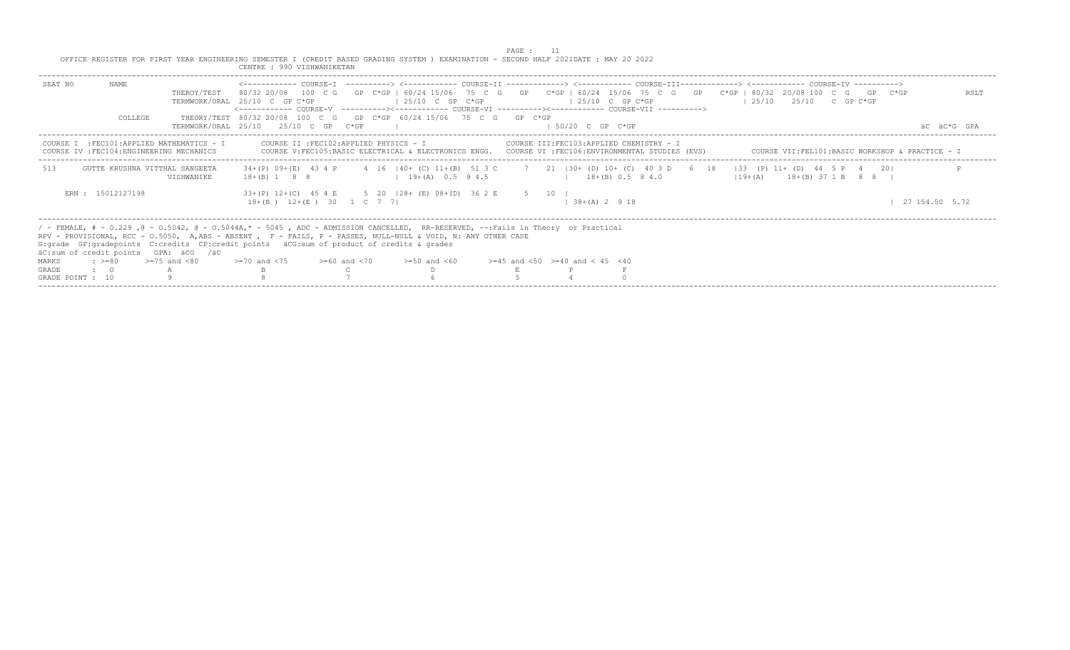OFFICE REGISTER FOR FIRST YEAR ENGINEERING SEMESTER I (CREDIT BASED GRADING SYSTEM ) EXAMINATION - SECOND HALF 2021DATE : MAY 20 2022

CENTRE : 990 VISHWANIKETAN

```
SEAT NO      NAME                  <------------ COURSE-I  ----------> <------------ COURSE-II -------------> <------------ COURSE-III-------------> <------------ COURSE-IV ---------->
                     THEROY/TEST    80/32 20/08  100  C G   GP  C*GP | 60/24 15/06  75  C  G   GP   C*GP | 60/24  15/06  75  C  G   GP   C*GP | 80/32  20/08 100  C  G   GP  C*GP         RSLT
                     TERMWORK/ORAL  25/10  C  GP C*GP               | 25/10  C  GP  C*GP                 | 25/10  C  GP C*GP                  | 25/10    25/10   C  GP C*GP
                                   <------------ COURSE-V  ----------><------------ COURSE-VI ----------><------------ COURSE-VII ---------->
             COLLEGE  THEORY/TEST   80/32 20/08  100  C  G   GP  C*GP  60/24 15/06  75  C  G   GP  C*GP
                     TERMWORK/ORAL  25/10    25/10  C  GP   C*GP    |                                   | 50/20  C  GP  C*GP                                                     äC  äC*G  GPA
```

```
COURSE I  :FEC101:APPLIED MATHEMATICS - I        COURSE II :FEC102:APPLIED PHYSICS - I                  COURSE III:FEC103:APPLIED CHEMISTRY - I
COURSE IV :FEC104:ENGINEERING MECHANICS          COURSE V:FEC105:BASIC ELECTRICAL & ELECTRONICS ENGG.   COURSE VI :FEC106:ENVIRONMENTAL STUDIES (EVS)        COURSE VII:FEL101:BASIC WORKSHOP & PRACTICE - I
```

```
513      GUTTE KRUSHNA VITTHAL SANGEETA    34+(P) 09+(E)  43 4 P      4  16  |40+ (C) 11+(B)  51 3 C     7   21  |30+ (D) 10+ (C)  40 3 D    6  18    |33  (P) 11+ (D)  44  5 P   4   20|          F
                         VISHWANIKE        18+(B) 1   8  8                    | 19+(A)  0.5  9 4.5                |   18+(B) 0.5  8 4.0                |19+(A)     18+(B) 37 1 B   8  8  |

     ERN : 15012127198                     33+(P) 12+(C)  45 4 E      5  20  |28+ (E) 08+(D)  36 2 E      5   10  |
                                            18+(B )  12+(E )  30   1  C  7  7|                                    | 38+(A) 2  9 18                                                   | 27 154.50  5.72
```

/ - FEMALE, # - 0.229 ,@ - O.5042, @ - O.5044A,* - 5045 , ADC - ADMISSION CANCELLED, RR-RESERVED, --:Fails in Theory or Practical
RPV - PROVISIONAL, RCC - O.5050, A,ABS - ABSENT , F - FAILS, P - PASSES, NULL-NULL & VOID, N: ANY OTHER CASE
G:grade GP:gradepoints C:credits CP:credit points äCG:sum of product of credits & grades
äC:sum of credit points GPA: äCG /äC

| MARKS | : >=80 | >=75 and <80 | >=70 and <75 | >=60 and <70 | >=50 and <60 | >=45 and <50 | >=40 and < 45 | <40 |
|---|---|---|---|---|---|---|---|---|
| GRADE | : O | A | B | C | D | E | P | F |
| GRADE POINT | : 10 | 9 | 8 | 7 | 6 | 5 | 4 | 0 |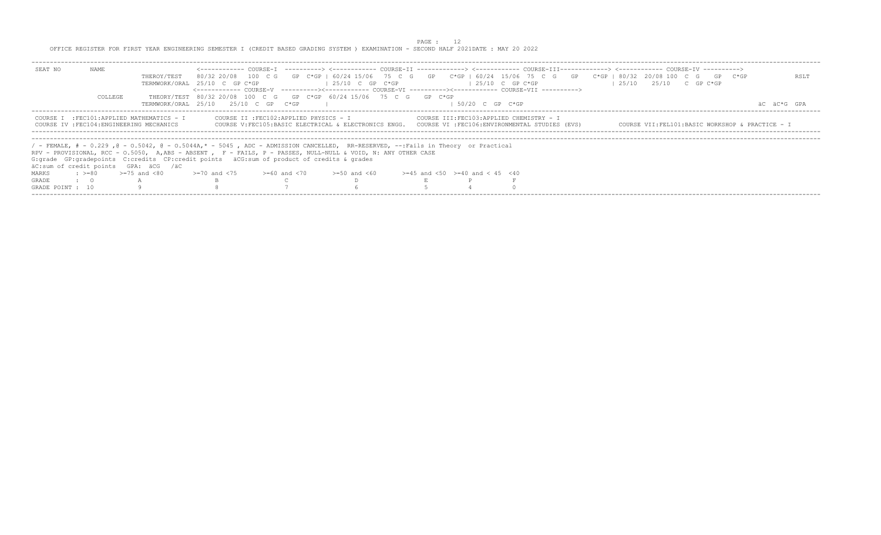OFFICE REGISTER FOR FIRST YEAR ENGINEERING SEMESTER I (CREDIT BASED GRADING SYSTEM ) EXAMINATION - SECOND HALF 2021DATE : MAY 20 2022

```
SEAT NO       NAME                <------------ COURSE-I  ----------> <------------ COURSE-II -------------> <------------ COURSE-III-------------> <------------ COURSE-IV ---------->
                      THEROY/TEST    80/32 20/08  100  C G    GP  C*GP | 60/24 15/06   75  C  G    GP    C*GP | 60/24  15/06  75  C  G    GP    C*GP | 80/32  20/08 100  C  G    GP   C*GP          RSLT
                      TERMWORK/ORAL  25/10  C  GP C*GP                 | 25/10  C  GP  C*GP                  | 25/10  C  GP C*GP                   | 25/10    25/10   C  GP C*GP
                                     <------------ COURSE-V  ----------><------------ COURSE-VI ----------><------------ COURSE-VII ---------->
              COLLEGE         THEORY/TEST  80/32 20/08  100  C  G    GP  C*GP  60/24 15/06   75  C  G    GP  C*GP
                      TERMWORK/ORAL  25/10    25/10  C  GP   C*GP     |                               | 50/20  C  GP  C*GP                                                          äC  äC*G  GPA
```

COURSE I  :FEC101:APPLIED MATHEMATICS - I        COURSE II :FEC102:APPLIED PHYSICS - I                 COURSE III:FEC103:APPLIED CHEMISTRY - I
COURSE IV :FEC104:ENGINEERING MECHANICS          COURSE V:FEC105:BASIC ELECTRICAL & ELECTRONICS ENGG.   COURSE VI :FEC106:ENVIRONMENTAL STUDIES (EVS)         COURSE VII:FEL101:BASIC WORKSHOP & PRACTICE - I

/ - FEMALE, # - 0.229 ,@ - O.5042, @ - O.5044A,* - 5045 , ADC - ADMISSION CANCELLED,  RR-RESERVED, --:Fails in Theory  or Practical
RPV - PROVISIONAL, RCC - O.5050,  A,ABS - ABSENT ,  F - FAILS, P - PASSES, NULL-NULL & VOID, N: ANY OTHER CASE
G:grade  GP:gradepoints  C:credits  CP:credit points   äCG:sum of product of credits & grades
äC:sum of credit points   GPA: äCG   /äC

| | | | | | | | | |
|---|---|---|---|---|---|---|---|---|
| MARKS | : >=80 | >=75 and <80 | >=70 and <75 | >=60 and <70 | >=50 and <60 | >=45 and <50 | >=40 and < 45 | <40 |
| GRADE | : O | A | B | C | D | E | P | F |
| GRADE POINT | : 10 | 9 | 8 | 7 | 6 | 5 | 4 | 0 |